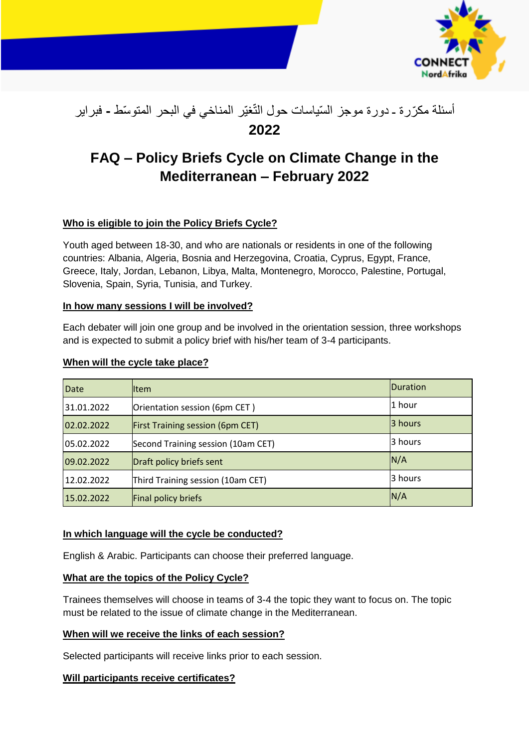# أسئلة مكرّرة ـ دورة موجز السّياسات حول التّغيّر المناخي في البحر المتوسّط - فبراير 2022

# FAQ – Policy Briefs Cycle on Climate Change in the Mediterranean – February 2022

**Who is eligible to join the Policy Briefs Cycle?**

Youth aged between 18-30, and who are nationals or residents in one of the following countries: Albania, Algeria, Bosnia and Herzegovina, Croatia, Cyprus, Egypt, France, Greece, Italy, Jordan, Lebanon, Libya, Malta, Montenegro, Morocco, Palestine, Portugal, Slovenia, Spain, Syria, Tunisia, and Turkey.

**In how many sessions I will be involved?**

Each debater will join one group and be involved in the orientation session, three workshops and is expected to submit a policy brief with his/her team of 3-4 participants.

**When will the cycle take place?**

| Date | Item | Duration |
|---|---|---|
| 31.01.2022 | Orientation session (6pm CET ) | 1 hour |
| 02.02.2022 | First Training session (6pm CET) | 3 hours |
| 05.02.2022 | Second Training session (10am CET) | 3 hours |
| 09.02.2022 | Draft policy briefs sent | N/A |
| 12.02.2022 | Third Training session (10am CET) | 3 hours |
| 15.02.2022 | Final policy briefs | N/A |

**In which language will the cycle be conducted?**

English & Arabic. Participants can choose their preferred language.

**What are the topics of the Policy Cycle?**

Trainees themselves will choose in teams of 3-4 the topic they want to focus on. The topic must be related to the issue of climate change in the Mediterranean.

**When will we receive the links of each session?**

Selected participants will receive links prior to each session.

**Will participants receive certificates?**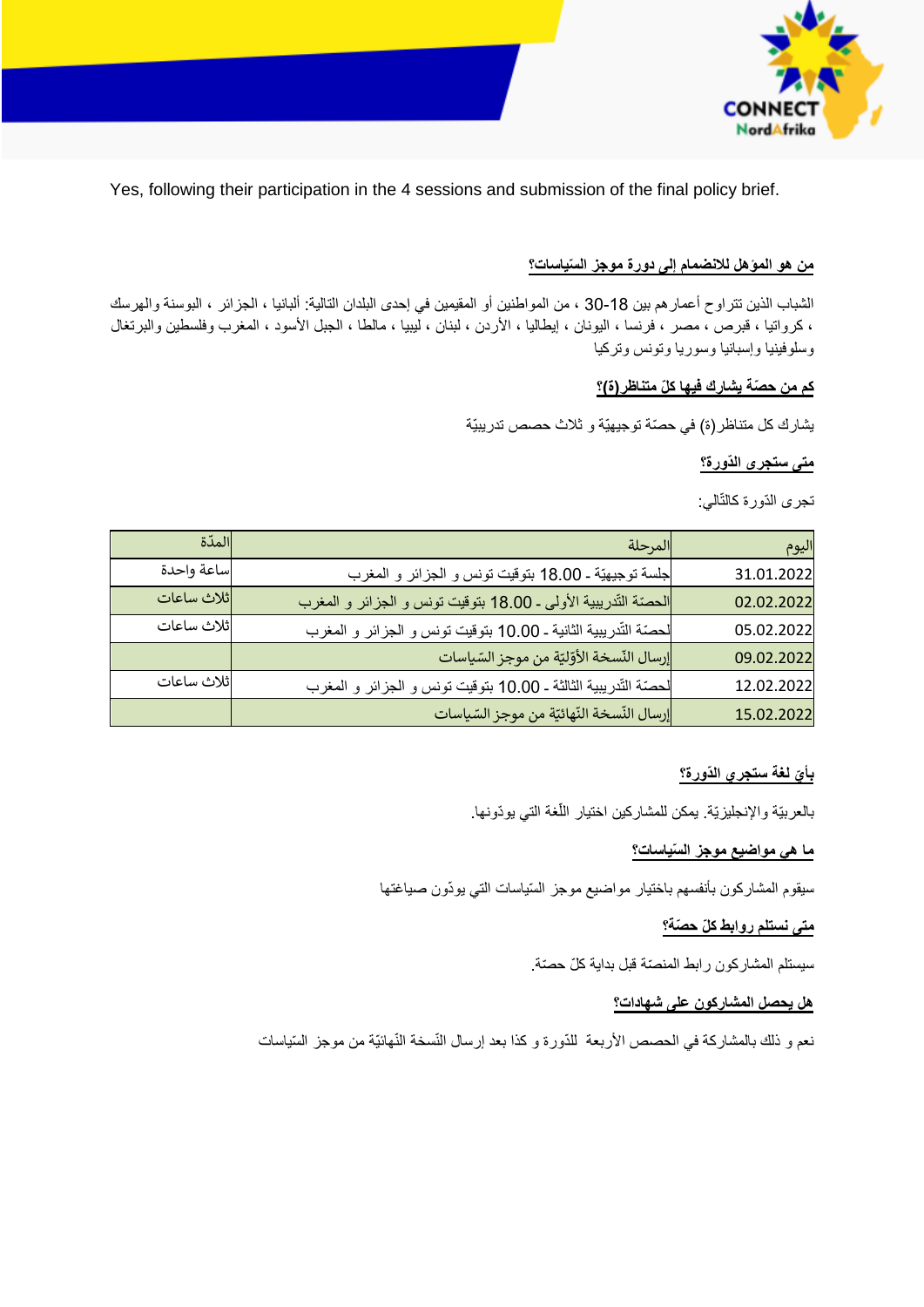Yes, following their participation in the 4 sessions and submission of the final policy brief.

## من هو المؤهل للانضمام إلى دورة موجز السّياسات؟

الشباب الذين تتراوح أعمارهم بين 18-30 ، من المواطنين أو المقيمين في إحدى البلدان التالية: ألبانيا ، الجزائر ، البوسنة والهرسك ، كرواتيا ، قبرص ، مصر ، فرنسا ، اليونان ، إيطاليا ، الأردن ، لبنان ، ليبيا ، مالطا ، الجبل الأسود ، المغرب وفلسطين والبرتغال وسلوفينيا وإسبانيا وسوريا وتونس وتركيا

## كم من حصّة يشارك فيها كلّ متناظر(ة)؟

يشارك كل متناظر(ة) في حصّة توجيهيّة و ثلاث حصص تدريبيّة

## متى ستجرى الدّورة؟

تجرى الدّورة كالتّالي:

| اليوم | المرحلة | المدّة |
|---|---|---|
| 31.01.2022 | جلسة توجيهيّة - 18.00 بتوقيت تونس و الجزائر و المغرب | ساعة واحدة |
| 02.02.2022 | الحصّة التّدريبية الأولى - 18.00 بتوقيت تونس و الجزائر و المغرب | ثلاث ساعات |
| 05.02.2022 | لحصّة التّدريبية الثانية - 10.00 بتوقيت تونس و الجزائر و المغرب | ثلاث ساعات |
| 09.02.2022 | إرسال النّسخة الأوّليّة من موجز السّياسات | |
| 12.02.2022 | لحصّة التّدريبية الثالثة - 10.00 بتوقيت تونس و الجزائر و المغرب | ثلاث ساعات |
| 15.02.2022 | إرسال النّسخة النّهائيّة من موجز السّياسات | |

## بأيّ لغة ستجري الدّورة؟

بالعربيّة والإنجليزيّة. يمكن للمشاركين اختيار اللّغة التي يودّونها.

## ما هي مواضيع موجز السّياسات؟

سيقوم المشاركون بأنفسهم باختيار مواضيع موجز السّياسات التي يودّون صياغتها

## متى نستلم روابط كلّ حصّة؟

سيستلم المشاركون رابط المنصّة قبل بداية كلّ حصّة.

## هل يحصل المشاركون على شهادات؟

نعم و ذلك بالمشاركة في الحصص الأربعة للدّورة و كذا بعد إرسال النّسخة النّهائيّة من موجز السّياسات